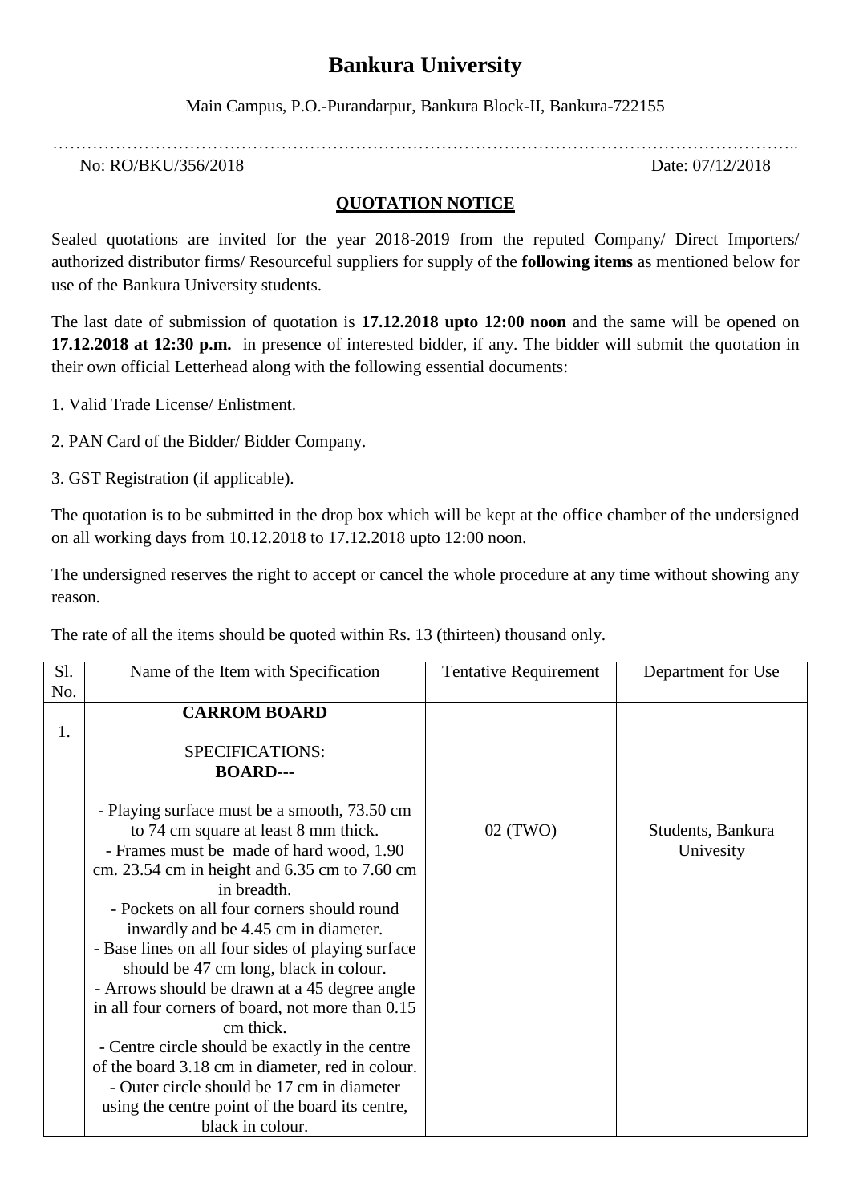# Bankura University

Main Campus, P.O.-Purandarpur, Bankura Block-II, Bankura-722155

No: RO/BKU/356/2018 Date: 07/12/2018

## QUOTATION NOTICE

Sealed quotations are invited for the year 2018-2019 from the reputed Company/ Direct Importers/ authorized distributor firms/ Resourceful suppliers for supply of the **following items** as mentioned below for use of the Bankura University students.

The last date of submission of quotation is **17.12.2018 upto 12:00 noon** and the same will be opened on **17.12.2018 at 12:30 p.m.** in presence of interested bidder, if any. The bidder will submit the quotation in their own official Letterhead along with the following essential documents:

1. Valid Trade License/ Enlistment.

2. PAN Card of the Bidder/ Bidder Company.

3. GST Registration (if applicable).

The quotation is to be submitted in the drop box which will be kept at the office chamber of the undersigned on all working days from 10.12.2018 to 17.12.2018 upto 12:00 noon.

The undersigned reserves the right to accept or cancel the whole procedure at any time without showing any reason.

The rate of all the items should be quoted within Rs. 13 (thirteen) thousand only.

| Sl. No. | Name of the Item with Specification | Tentative Requirement | Department for Use |
|---|---|---|---|
| 1. | **CARROM BOARD**<br><br>SPECIFICATIONS:<br>**BOARD---**<br><br>- Playing surface must be a smooth, 73.50 cm to 74 cm square at least 8 mm thick.<br>- Frames must be made of hard wood, 1.90 cm. 23.54 cm in height and 6.35 cm to 7.60 cm in breadth.<br>- Pockets on all four corners should round inwardly and be 4.45 cm in diameter.<br>- Base lines on all four sides of playing surface should be 47 cm long, black in colour.<br>- Arrows should be drawn at a 45 degree angle in all four corners of board, not more than 0.15 cm thick.<br>- Centre circle should be exactly in the centre of the board 3.18 cm in diameter, red in colour.<br>- Outer circle should be 17 cm in diameter using the centre point of the board its centre, black in colour. | 02 (TWO) | Students, Bankura Univesity |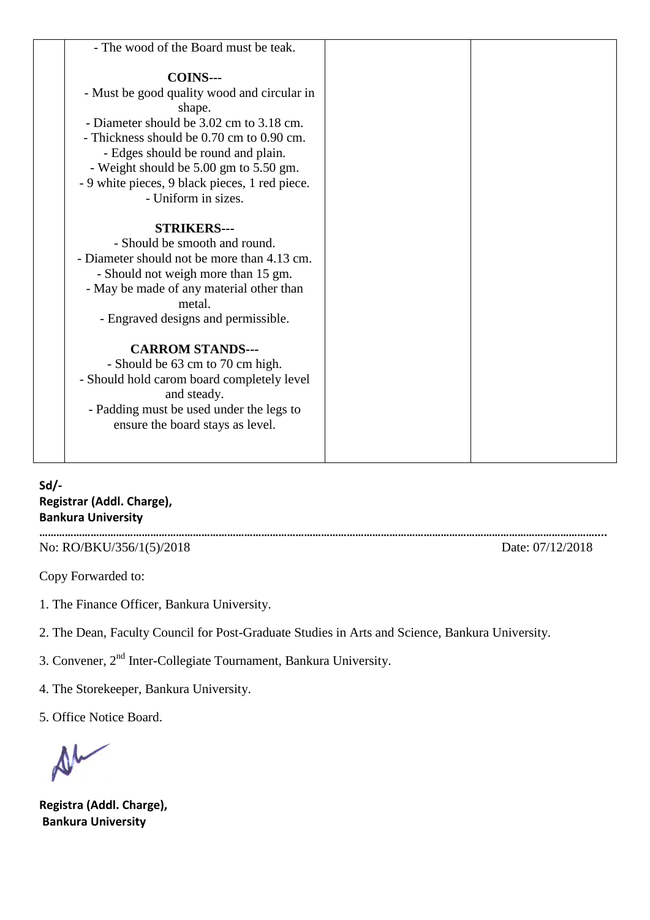| | | | |
|---|---|---|---|
| | - The wood of the Board must be teak.<br><br>**COINS---**<br>- Must be good quality wood and circular in shape.<br>- Diameter should be 3.02 cm to 3.18 cm.<br>- Thickness should be 0.70 cm to 0.90 cm.<br>- Edges should be round and plain.<br>- Weight should be 5.00 gm to 5.50 gm.<br>- 9 white pieces, 9 black pieces, 1 red piece.<br>- Uniform in sizes.<br><br>**STRIKERS---**<br>- Should be smooth and round.<br>- Diameter should not be more than 4.13 cm.<br>- Should not weigh more than 15 gm.<br>- May be made of any material other than metal.<br>- Engraved designs and permissible.<br><br>**CARROM STANDS---**<br>- Should be 63 cm to 70 cm high.<br>- Should hold carom board completely level and steady.<br>- Padding must be used under the legs to ensure the board stays as level. | | |

**Sd/-**
**Registrar (Addl. Charge),**
**Bankura University**

……………………………………………………………………………………………………………………………………………

No: RO/BKU/356/1(5)/2018 Date: 07/12/2018

Copy Forwarded to:

1. The Finance Officer, Bankura University.
2. The Dean, Faculty Council for Post-Graduate Studies in Arts and Science, Bankura University.
3. Convener, 2nd Inter-Collegiate Tournament, Bankura University.
4. The Storekeeper, Bankura University.
5. Office Notice Board.

**Registra (Addl. Charge),**
**Bankura University**